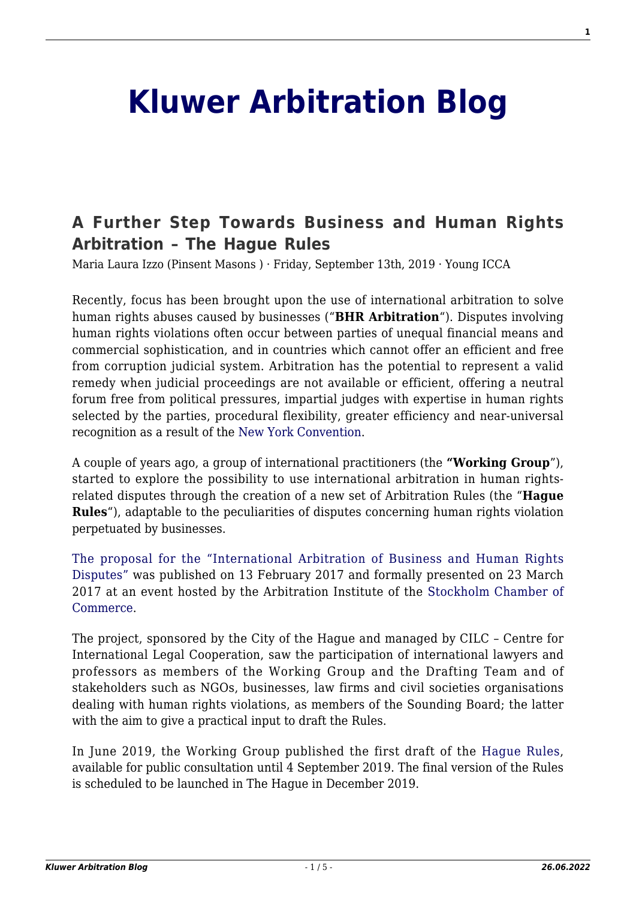# Kluwer Arbitration Blog

## A Further Step Towards Business and Human Rights Arbitration – The Hague Rules

Maria Laura Izzo (Pinsent Masons ) · Friday, September 13th, 2019 · Young ICCA

Recently, focus has been brought upon the use of international arbitration to solve human rights abuses caused by businesses ("**BHR Arbitration**"). Disputes involving human rights violations often occur between parties of unequal financial means and commercial sophistication, and in countries which cannot offer an efficient and free from corruption judicial system. Arbitration has the potential to represent a valid remedy when judicial proceedings are not available or efficient, offering a neutral forum free from political pressures, impartial judges with expertise in human rights selected by the parties, procedural flexibility, greater efficiency and near-universal recognition as a result of the New York Convention.

A couple of years ago, a group of international practitioners (the **"Working Group**"), started to explore the possibility to use international arbitration in human rights-related disputes through the creation of a new set of Arbitration Rules (the "**Hague Rules**"), adaptable to the peculiarities of disputes concerning human rights violation perpetuated by businesses.

The proposal for the "International Arbitration of Business and Human Rights Disputes" was published on 13 February 2017 and formally presented on 23 March 2017 at an event hosted by the Arbitration Institute of the Stockholm Chamber of Commerce.

The project, sponsored by the City of the Hague and managed by CILC – Centre for International Legal Cooperation, saw the participation of international lawyers and professors as members of the Working Group and the Drafting Team and of stakeholders such as NGOs, businesses, law firms and civil societies organisations dealing with human rights violations, as members of the Sounding Board; the latter with the aim to give a practical input to draft the Rules.

In June 2019, the Working Group published the first draft of the Hague Rules, available for public consultation until 4 September 2019. The final version of the Rules is scheduled to be launched in The Hague in December 2019.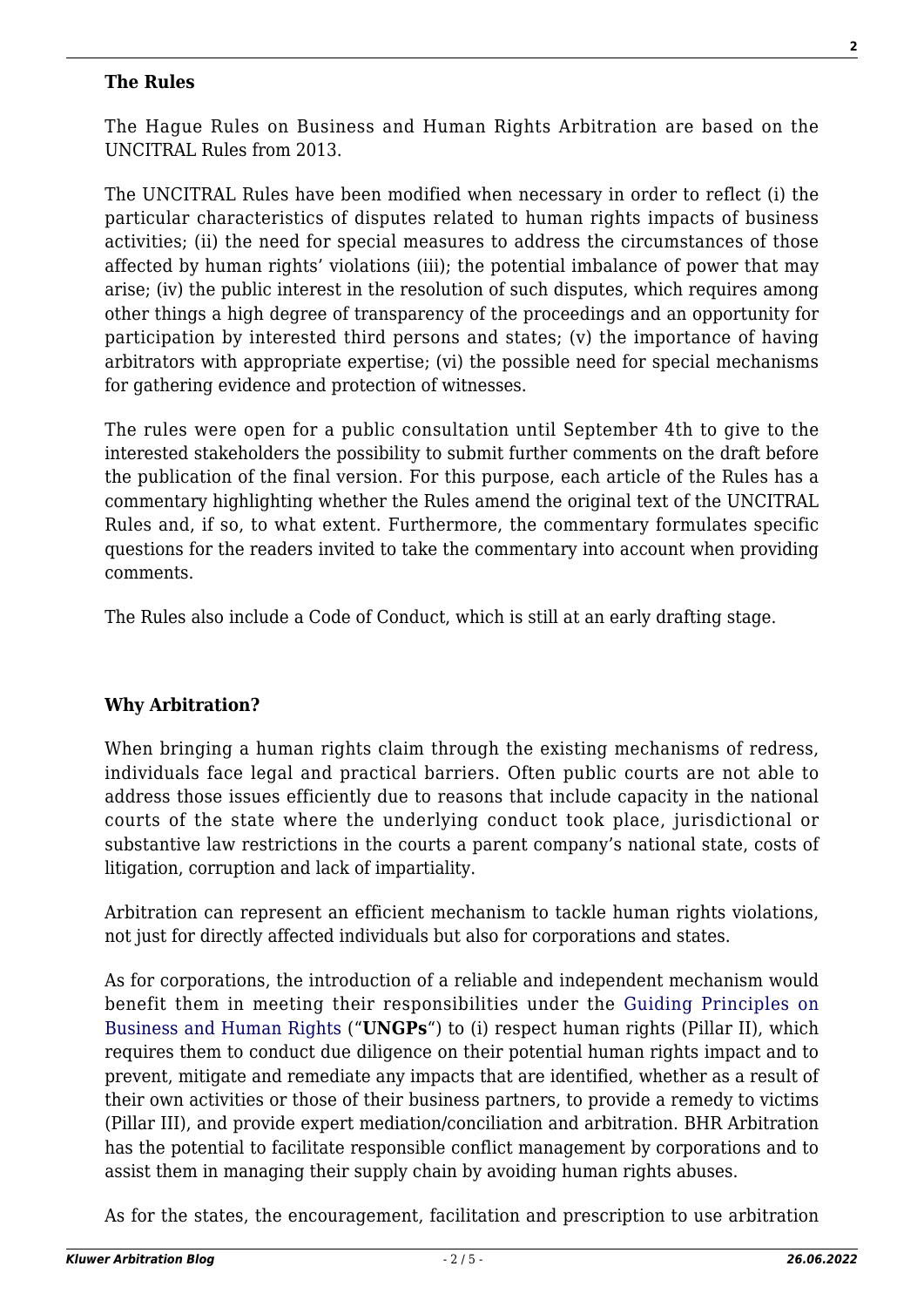**The Rules**

The Hague Rules on Business and Human Rights Arbitration are based on the UNCITRAL Rules from 2013.

The UNCITRAL Rules have been modified when necessary in order to reflect (i) the particular characteristics of disputes related to human rights impacts of business activities; (ii) the need for special measures to address the circumstances of those affected by human rights' violations (iii); the potential imbalance of power that may arise; (iv) the public interest in the resolution of such disputes, which requires among other things a high degree of transparency of the proceedings and an opportunity for participation by interested third persons and states; (v) the importance of having arbitrators with appropriate expertise; (vi) the possible need for special mechanisms for gathering evidence and protection of witnesses.

The rules were open for a public consultation until September 4th to give to the interested stakeholders the possibility to submit further comments on the draft before the publication of the final version. For this purpose, each article of the Rules has a commentary highlighting whether the Rules amend the original text of the UNCITRAL Rules and, if so, to what extent. Furthermore, the commentary formulates specific questions for the readers invited to take the commentary into account when providing comments.

The Rules also include a Code of Conduct, which is still at an early drafting stage.

**Why Arbitration?**

When bringing a human rights claim through the existing mechanisms of redress, individuals face legal and practical barriers. Often public courts are not able to address those issues efficiently due to reasons that include capacity in the national courts of the state where the underlying conduct took place, jurisdictional or substantive law restrictions in the courts a parent company's national state, costs of litigation, corruption and lack of impartiality.

Arbitration can represent an efficient mechanism to tackle human rights violations, not just for directly affected individuals but also for corporations and states.

As for corporations, the introduction of a reliable and independent mechanism would benefit them in meeting their responsibilities under the Guiding Principles on Business and Human Rights ("**UNGPs**") to (i) respect human rights (Pillar II), which requires them to conduct due diligence on their potential human rights impact and to prevent, mitigate and remediate any impacts that are identified, whether as a result of their own activities or those of their business partners, to provide a remedy to victims (Pillar III), and provide expert mediation/conciliation and arbitration. BHR Arbitration has the potential to facilitate responsible conflict management by corporations and to assist them in managing their supply chain by avoiding human rights abuses.

As for the states, the encouragement, facilitation and prescription to use arbitration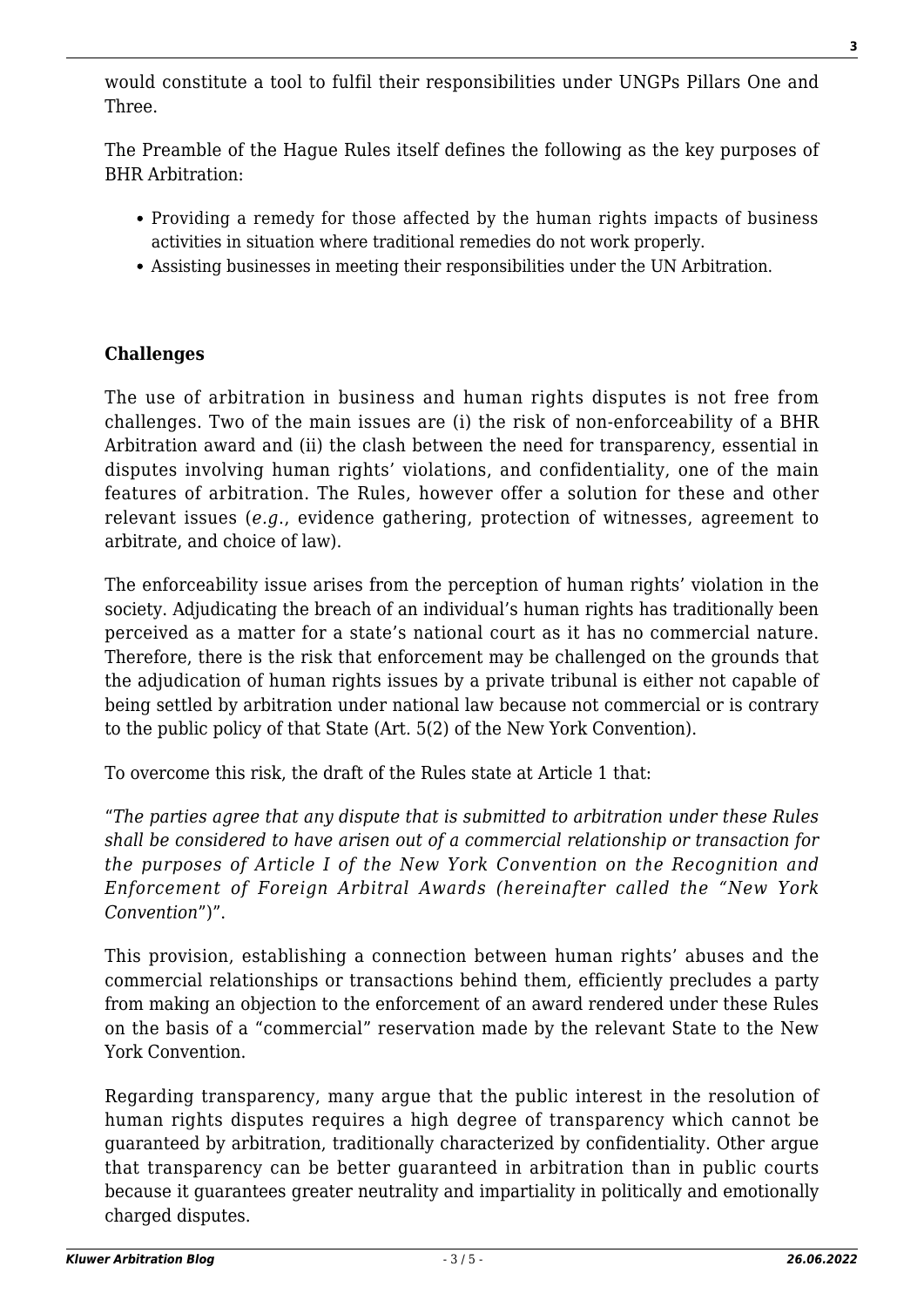would constitute a tool to fulfil their responsibilities under UNGPs Pillars One and Three.

The Preamble of the Hague Rules itself defines the following as the key purposes of BHR Arbitration:

- Providing a remedy for those affected by the human rights impacts of business activities in situation where traditional remedies do not work properly.
- Assisting businesses in meeting their responsibilities under the UN Arbitration.

**Challenges**

The use of arbitration in business and human rights disputes is not free from challenges. Two of the main issues are (i) the risk of non-enforceability of a BHR Arbitration award and (ii) the clash between the need for transparency, essential in disputes involving human rights' violations, and confidentiality, one of the main features of arbitration. The Rules, however offer a solution for these and other relevant issues (*e.g.*, evidence gathering, protection of witnesses, agreement to arbitrate, and choice of law).

The enforceability issue arises from the perception of human rights' violation in the society. Adjudicating the breach of an individual's human rights has traditionally been perceived as a matter for a state's national court as it has no commercial nature. Therefore, there is the risk that enforcement may be challenged on the grounds that the adjudication of human rights issues by a private tribunal is either not capable of being settled by arbitration under national law because not commercial or is contrary to the public policy of that State (Art. 5(2) of the New York Convention).

To overcome this risk, the draft of the Rules state at Article 1 that:

"*The parties agree that any dispute that is submitted to arbitration under these Rules shall be considered to have arisen out of a commercial relationship or transaction for the purposes of Article I of the New York Convention on the Recognition and Enforcement of Foreign Arbitral Awards (hereinafter called the "New York Convention*")".

This provision, establishing a connection between human rights' abuses and the commercial relationships or transactions behind them, efficiently precludes a party from making an objection to the enforcement of an award rendered under these Rules on the basis of a "commercial" reservation made by the relevant State to the New York Convention.

Regarding transparency, many argue that the public interest in the resolution of human rights disputes requires a high degree of transparency which cannot be guaranteed by arbitration, traditionally characterized by confidentiality. Other argue that transparency can be better guaranteed in arbitration than in public courts because it guarantees greater neutrality and impartiality in politically and emotionally charged disputes.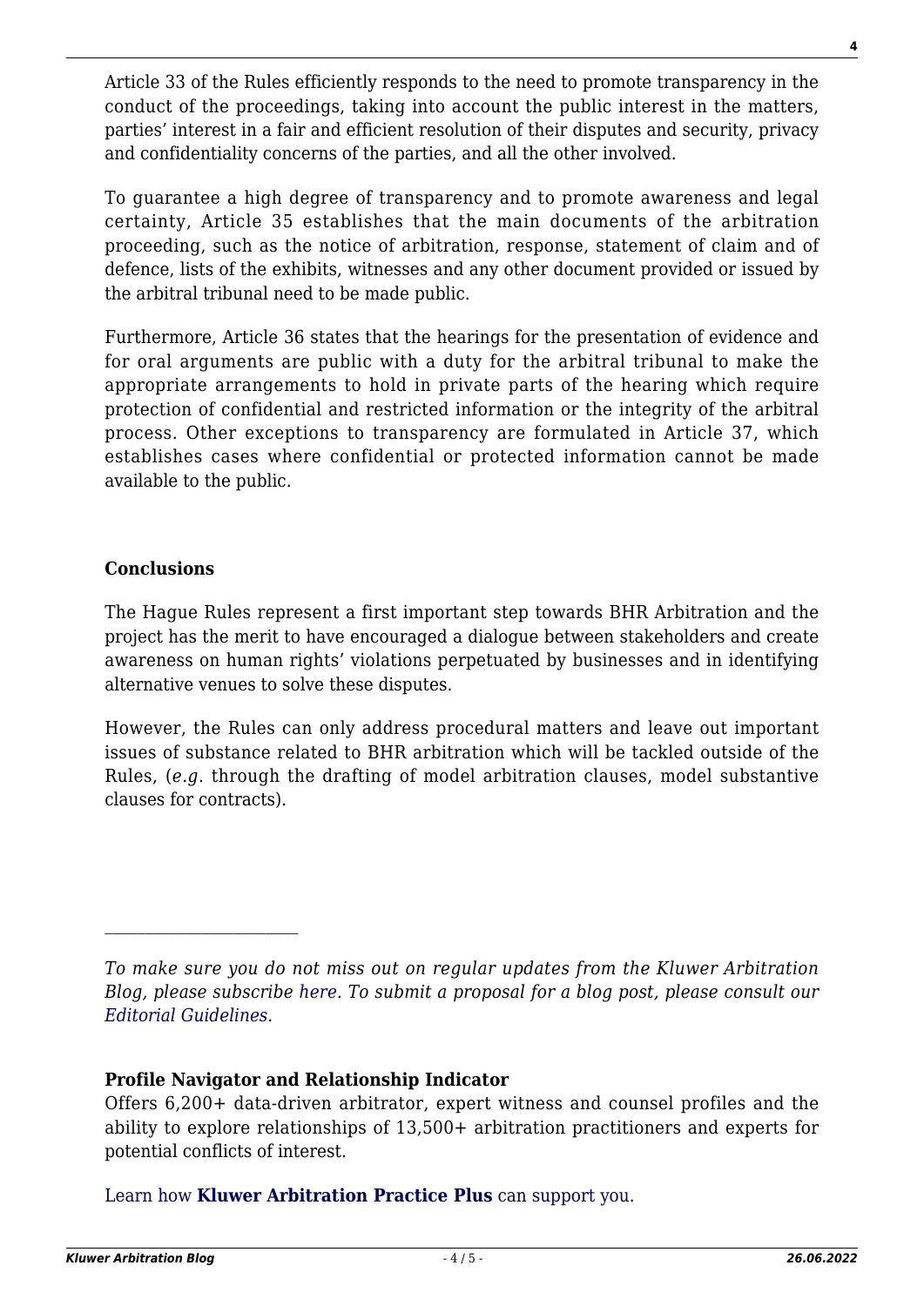Article 33 of the Rules efficiently responds to the need to promote transparency in the conduct of the proceedings, taking into account the public interest in the matters, parties' interest in a fair and efficient resolution of their disputes and security, privacy and confidentiality concerns of the parties, and all the other involved.

To guarantee a high degree of transparency and to promote awareness and legal certainty, Article 35 establishes that the main documents of the arbitration proceeding, such as the notice of arbitration, response, statement of claim and of defence, lists of the exhibits, witnesses and any other document provided or issued by the arbitral tribunal need to be made public.

Furthermore, Article 36 states that the hearings for the presentation of evidence and for oral arguments are public with a duty for the arbitral tribunal to make the appropriate arrangements to hold in private parts of the hearing which require protection of confidential and restricted information or the integrity of the arbitral process. Other exceptions to transparency are formulated in Article 37, which establishes cases where confidential or protected information cannot be made available to the public.

**Conclusions**

The Hague Rules represent a first important step towards BHR Arbitration and the project has the merit to have encouraged a dialogue between stakeholders and create awareness on human rights' violations perpetuated by businesses and in identifying alternative venues to solve these disputes.

However, the Rules can only address procedural matters and leave out important issues of substance related to BHR arbitration which will be tackled outside of the Rules, (*e.g.* through the drafting of model arbitration clauses, model substantive clauses for contracts).

---

*To make sure you do not miss out on regular updates from the Kluwer Arbitration Blog, please subscribe here. To submit a proposal for a blog post, please consult our Editorial Guidelines.*

**Profile Navigator and Relationship Indicator**

Offers 6,200+ data-driven arbitrator, expert witness and counsel profiles and the ability to explore relationships of 13,500+ arbitration practitioners and experts for potential conflicts of interest.

Learn how **Kluwer Arbitration Practice Plus** can support you.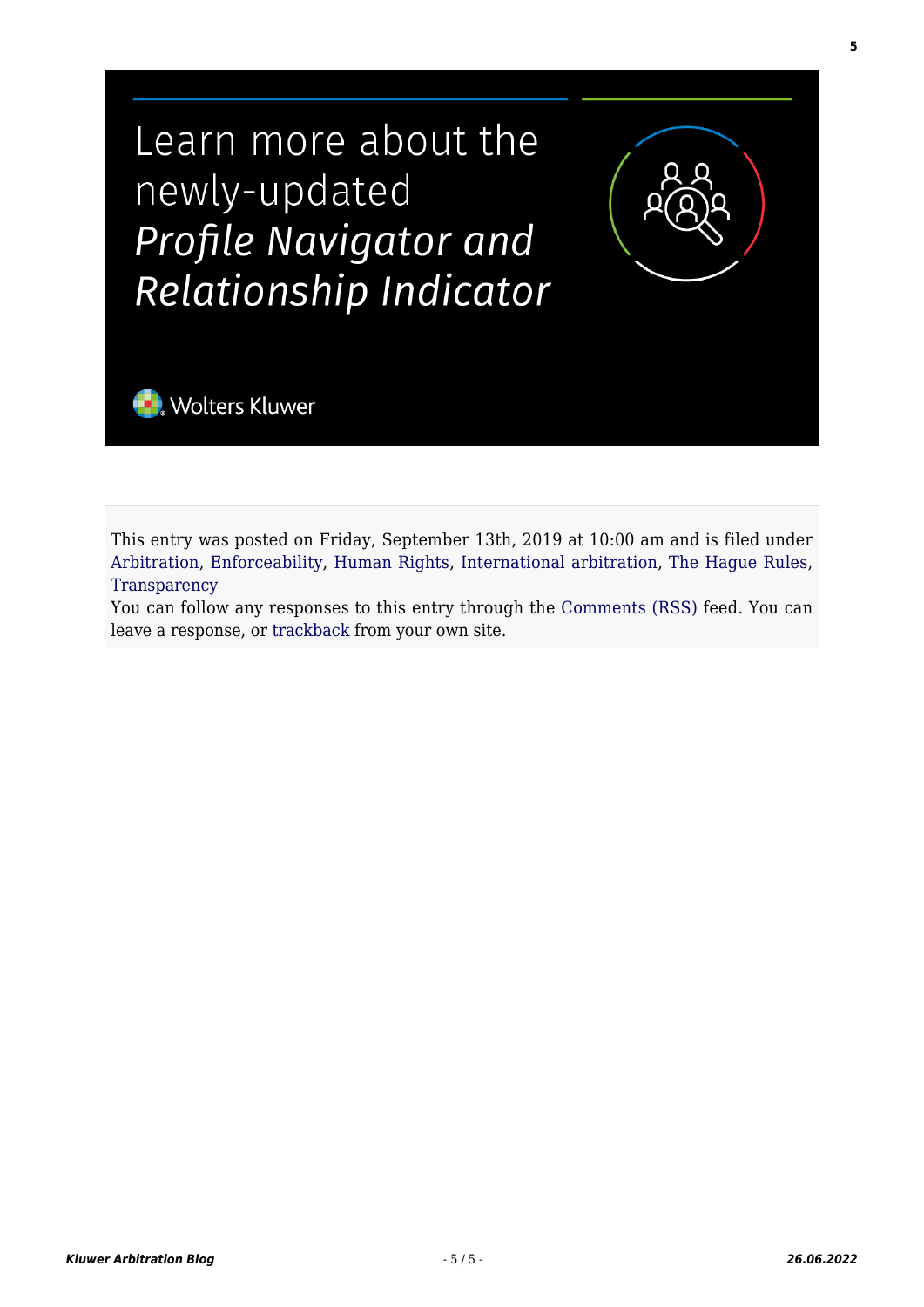Learn more about the newly-updated *Profile Navigator and Relationship Indicator*

Wolters Kluwer

This entry was posted on Friday, September 13th, 2019 at 10:00 am and is filed under Arbitration, Enforceability, Human Rights, International arbitration, The Hague Rules, Transparency

You can follow any responses to this entry through the Comments (RSS) feed. You can leave a response, or trackback from your own site.